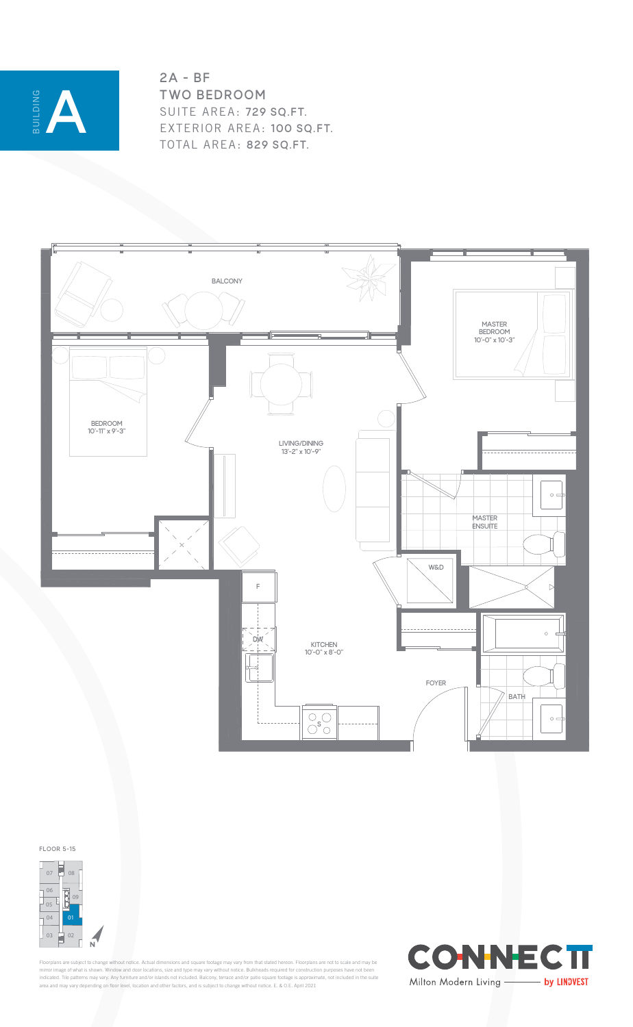BUILDING **A**

## 2A - BF
## TWO BEDROOM

SUITE AREA: **729 SQ.FT.**
EXTERIOR AREA: **100 SQ.FT.**
TOTAL AREA: **829 SQ.FT.**

BALCONY

MASTER BEDROOM
10'-0" x 10'-3"

BEDROOM
10'-11" x 9'-3"

LIVING/DINING
13'-2" x 10'-9"

MASTER ENSUITE

W&D

F

DW

KITCHEN
10'-0" x 8'-0"

FOYER

BATH

S

FLOOR 5-15

07 08 06 09 05 04 01 03 02

N

Floorplans are subject to change without notice. Actual dimensions and square footage may vary from that stated hereon. Floorplans are not to scale and may be mirror image of what is shown. Window and door locations, size and type may vary without notice. Bulkheads required for construction purposes have not been indicated. Tile patterns may vary. Any furniture and/or islands not included. Balcony, terrace and/or patio square footage is approximate, not included in the suite area and may vary depending on floor level, location and other factors, and is subject to change without notice. E. & O.E. April 2021

CONNECT
Milton Modern Living — by LINDVEST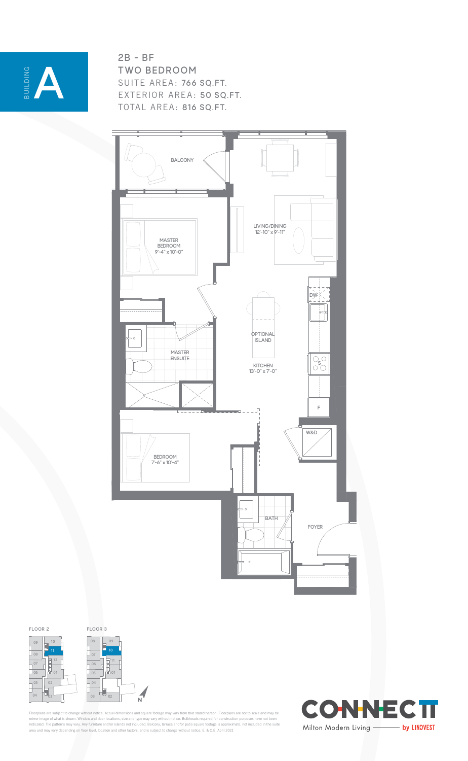BUILDING **A**

## 2B - BF
## TWO BEDROOM

SUITE AREA: **766 SQ.FT.**
EXTERIOR AREA: **50 SQ.FT.**
TOTAL AREA: **816 SQ.FT.**

BALCONY

LIVING/DINING
12'-10" x 9'-11"

MASTER BEDROOM
9'-4" x 10'-0"

DW

OPTIONAL ISLAND

MASTER ENSUITE

S

KITCHEN
13'-0" x 7'-0"

F

W&D

BEDROOM
7'-6" x 10'-4"

BATH

FOYER

FLOOR 2

09, 10, 11, 08, 12, 07, 06, 01, 05, 02, 04, 03

FLOOR 3

08, 09, 10, 07, 11, 06, 05, 01, 04, 03, 02

N

Floorplans are subject to change without notice. Actual dimensions and square footage may vary from that stated hereon. Floorplans are not to scale and may be mirror image of what is shown. Window and door locations, size and type may vary without notice. Bulkheads required for construction purposes have not been indicated. Tile patterns may vary. Any furniture and/or islands not included. Balcony, terrace and/or patio square footage is approximate, not included in the suite area and may vary depending on floor level, location and other factors, and is subject to change without notice. E. & O.E. April 2021

CONNECT
Milton Modern Living — by LINDVEST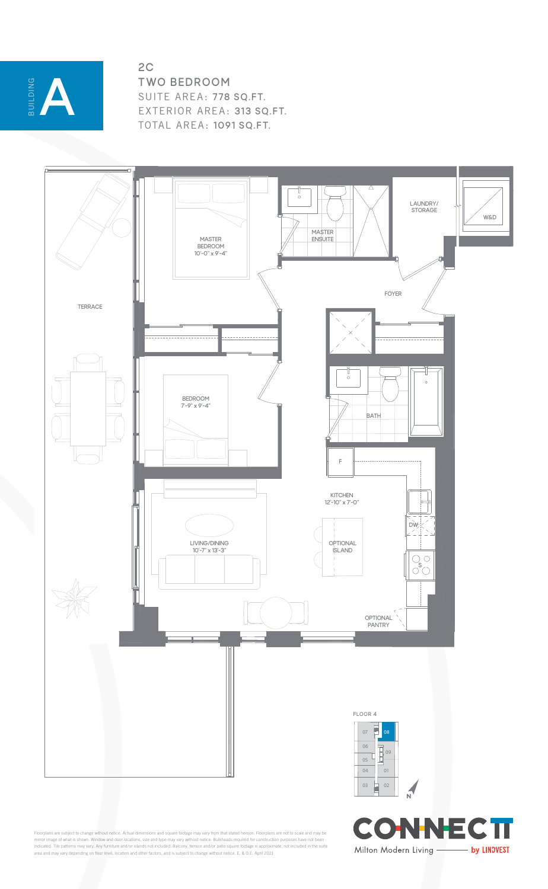BUILDING **A**

## 2C

### TWO BEDROOM

SUITE AREA: **778 SQ.FT.**

EXTERIOR AREA: **313 SQ.FT.**

TOTAL AREA: **1091 SQ.FT.**

TERRACE

MASTER BEDROOM
10'-0" x 9'-4"

MASTER ENSUITE

LAUNDRY/ STORAGE

W&D

FOYER

BEDROOM
7'-9" x 9'-4"

BATH

F

KITCHEN
12'-10" x 7'-0"

DW

S

OPTIONAL ISLAND

LIVING/DINING
10'-7" x 13'-3"

OPTIONAL PANTRY

FLOOR 4

07 08 06 09 05 04 01 03 02

N

Floorplans are subject to change without notice. Actual dimensions and square footage may vary from that stated hereon. Floorplans are not to scale and may be mirror image of what is shown. Window and door locations, size and type may vary without notice. Bulkheads required for construction purposes have not been indicated. Tile patterns may vary. Any furniture and/or islands not included. Balcony, terrace and/or patio square footage is approximate, not included in the suite area and may vary depending on floor level, location and other factors, and is subject to change without notice. E. & O.E. April 2021

CONNECT
Milton Modern Living — by LINDVEST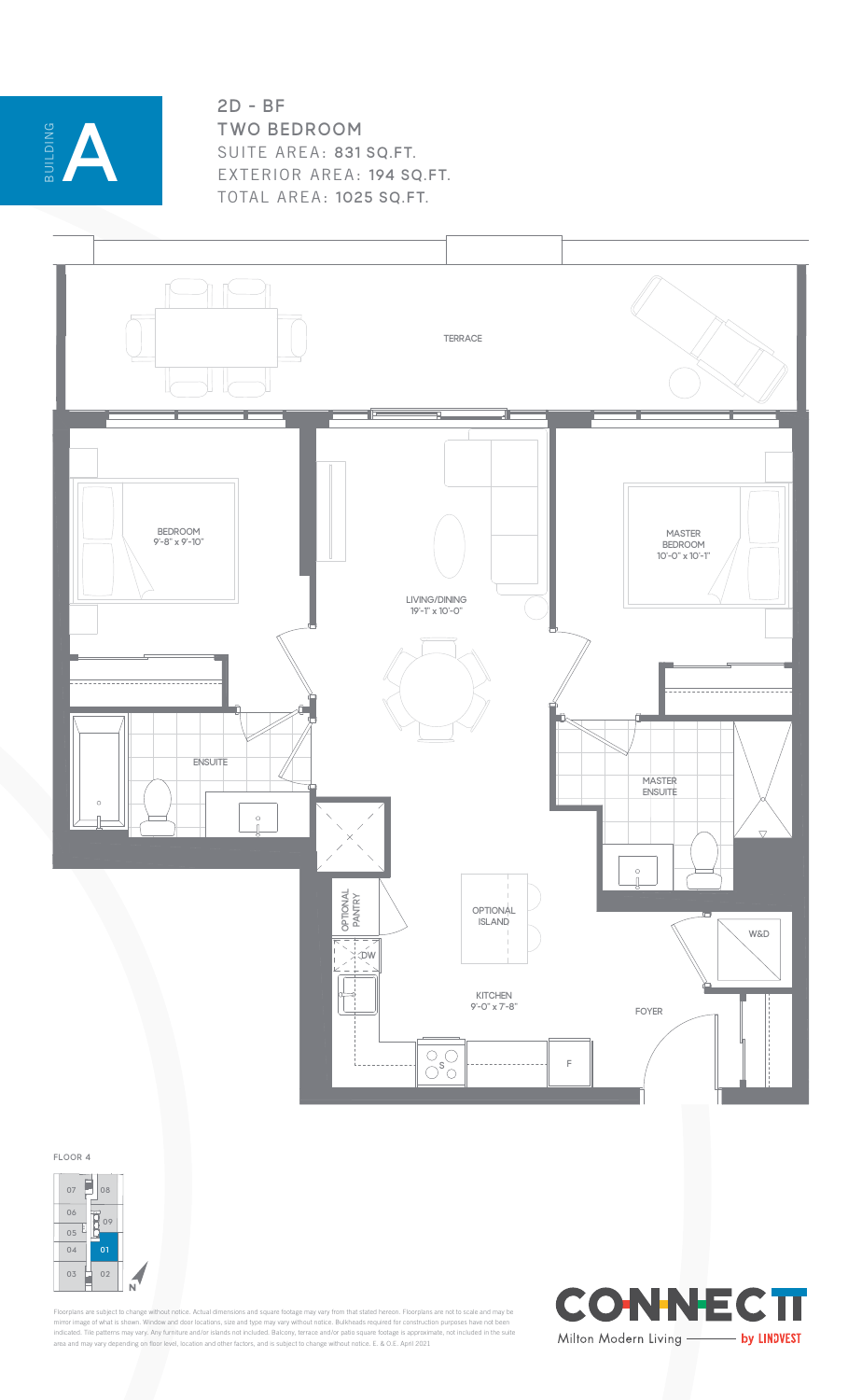BUILDING **A**

## 2D - BF
## TWO BEDROOM

SUITE AREA: **831 SQ.FT.**
EXTERIOR AREA: **194 SQ.FT.**
TOTAL AREA: **1025 SQ.FT.**

TERRACE

BEDROOM
9'-8" x 9'-10"

LIVING/DINING
19'-1" x 10'-0"

MASTER BEDROOM
10'-0" x 10'-1"

ENSUITE

MASTER ENSUITE

OPTIONAL PANTRY

OPTIONAL ISLAND

DW

W&D

KITCHEN
9'-0" x 7'-8"

FOYER

S

F

FLOOR 4

07 08 06 09 05 04 01 03 02

N

Floorplans are subject to change without notice. Actual dimensions and square footage may vary from that stated hereon. Floorplans are not to scale and may be mirror image of what is shown. Window and door locations, size and type may vary without notice. Bulkheads required for construction purposes have not been indicated. Tile patterns may vary. Any furniture and/or islands not included. Balcony, terrace and/or patio square footage is approximate, not included in the suite area and may vary depending on floor level, location and other factors, and is subject to change without notice. E. & O.E. April 2021

CONNECT
Milton Modern Living — by LINDVEST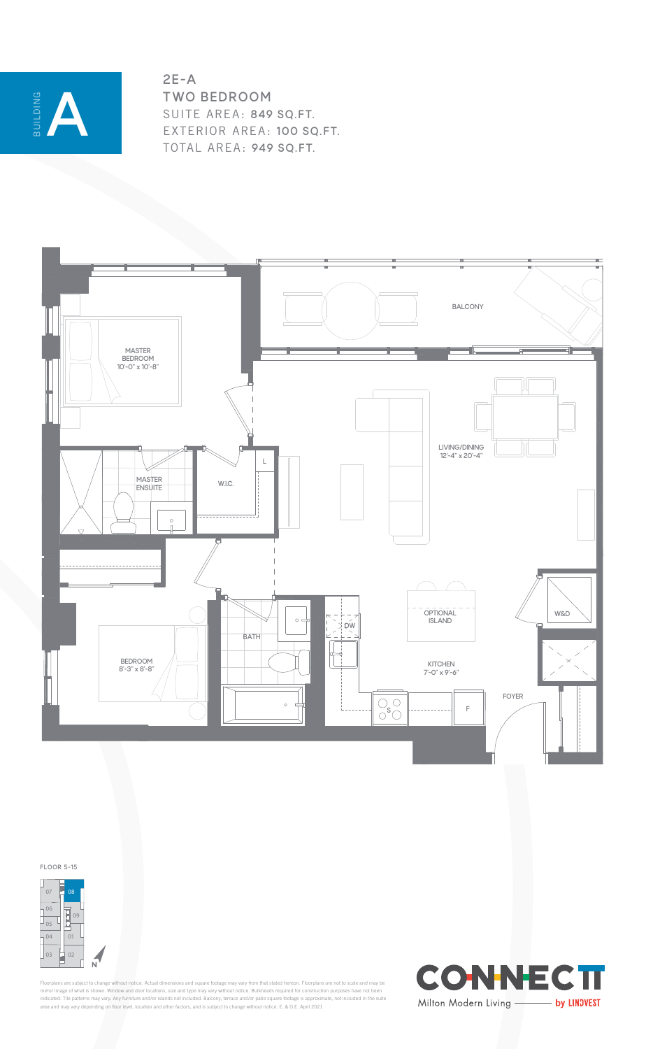BUILDING **A**

## 2E-A
## TWO BEDROOM

SUITE AREA: **849 SQ.FT.**
EXTERIOR AREA: **100 SQ.FT.**
TOTAL AREA: **949 SQ.FT.**

BALCONY

MASTER BEDROOM
10'-0" x 10'-8"

LIVING/DINING
12'-4" x 20'-4"

L

MASTER ENSUITE

W.I.C.

BEDROOM
8'-3" x 8'-8"

BATH

DW

OPTIONAL ISLAND

KITCHEN
7'-0" x 9'-6"

W&D

S

F

FOYER

FLOOR 5-15

07 08 06 09 05 04 01 03 02

N

Floorplans are subject to change without notice. Actual dimensions and square footage may vary from that stated hereon. Floorplans are not to scale and may be mirror image of what is shown. Window and door locations, size and type may vary without notice. Bulkheads required for construction purposes have not been indicated. Tile patterns may vary. Any furniture and/or islands not included. Balcony, terrace and/or patio square footage is approximate, not included in the suite area and may vary depending on floor level, location and other factors, and is subject to change without notice. E. & O.E. April 2021

CONNECT
Milton Modern Living — by LINDVEST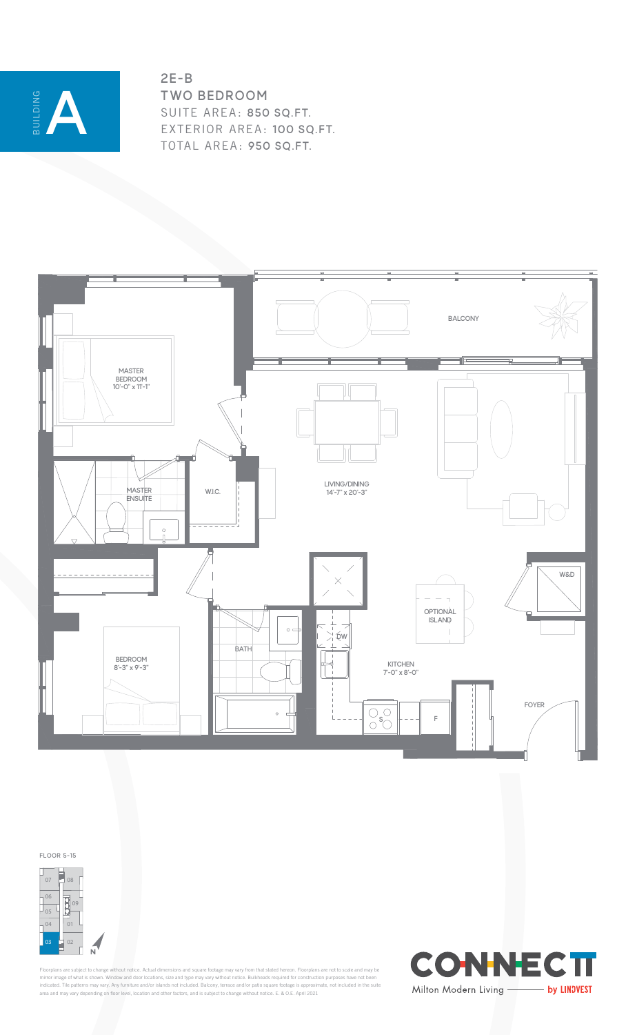BUILDING **A**

## 2E-B

## TWO BEDROOM

SUITE AREA: **850 SQ.FT.**

EXTERIOR AREA: **100 SQ.FT.**

TOTAL AREA: **950 SQ.FT.**

BALCONY

MASTER BEDROOM
10'-0" x 11'-1"

MASTER ENSUITE

W.I.C.

LIVING/DINING
14'-7" x 20'-3"

W&D

OPTIONAL ISLAND

BEDROOM
8'-3" x 9'-3"

BATH

DW

KITCHEN
7'-0" x 8'-0"

S

F

FOYER

FLOOR 5-15

07 08 06 09 05 04 01 03 02

N

Floorplans are subject to change without notice. Actual dimensions and square footage may vary from that stated hereon. Floorplans are not to scale and may be mirror image of what is shown. Window and door locations, size and type may vary without notice. Bulkheads required for construction purposes have not been indicated. Tile patterns may vary. Any furniture and/or islands not included. Balcony, terrace and/or patio square footage is approximate, not included in the suite area and may vary depending on floor level, location and other factors, and is subject to change without notice. E. & O.E. April 2021

CONNECT Milton Modern Living by LINDVEST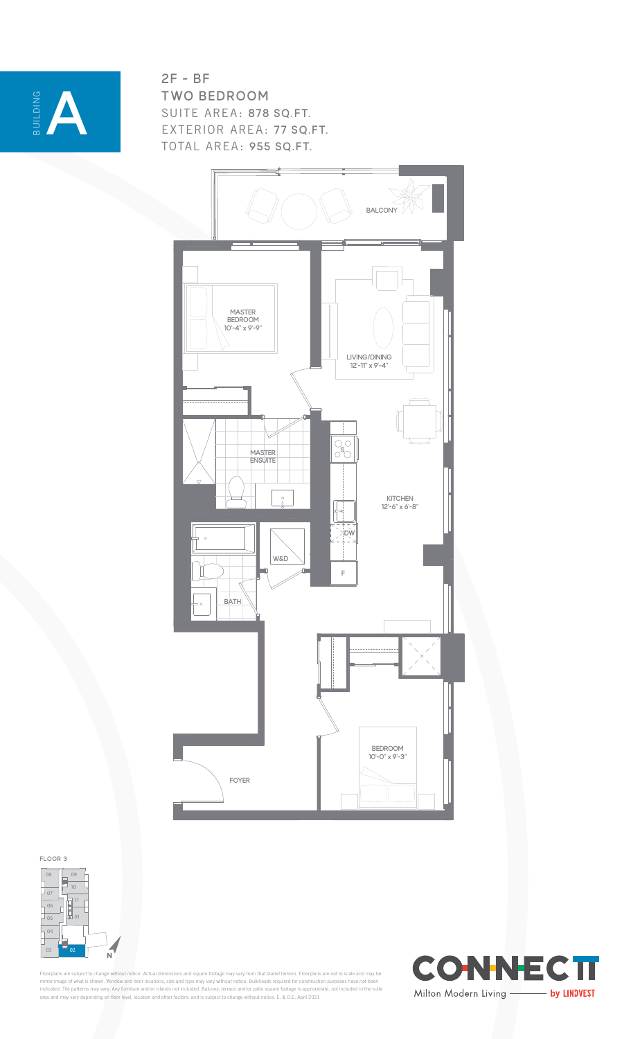BUILDING **A**

## 2F - BF
## TWO BEDROOM

SUITE AREA: **878 SQ.FT.**
EXTERIOR AREA: **77 SQ.FT.**
TOTAL AREA: **955 SQ.FT.**

BALCONY

MASTER BEDROOM
10'-4" x 9'-9"

LIVING/DINING
12'-11" x 9'-4"

MASTER ENSUITE

S

KITCHEN
12'-6" x 6'-8"

DW

W&D

F

BATH

BEDROOM
10'-0" x 9'-3"

FOYER

FLOOR 3

08 09 10 07 11 06 05 01 04 03 02

N

Floorplans are subject to change without notice. Actual dimensions and square footage may vary from that stated hereon. Floorplans are not to scale and may be mirror image of what is shown. Window and door locations, size and type may vary without notice. Bulkheads required for construction purposes have not been indicated. Tile patterns may vary. Any furniture and/or islands not included. Balcony, terrace and/or patio square footage is approximate, not included in the suite area and may vary depending on floor level, location and other factors, and is subject to change without notice. E. & O.E. April 2021

CONNECT
Milton Modern Living — by LINDVEST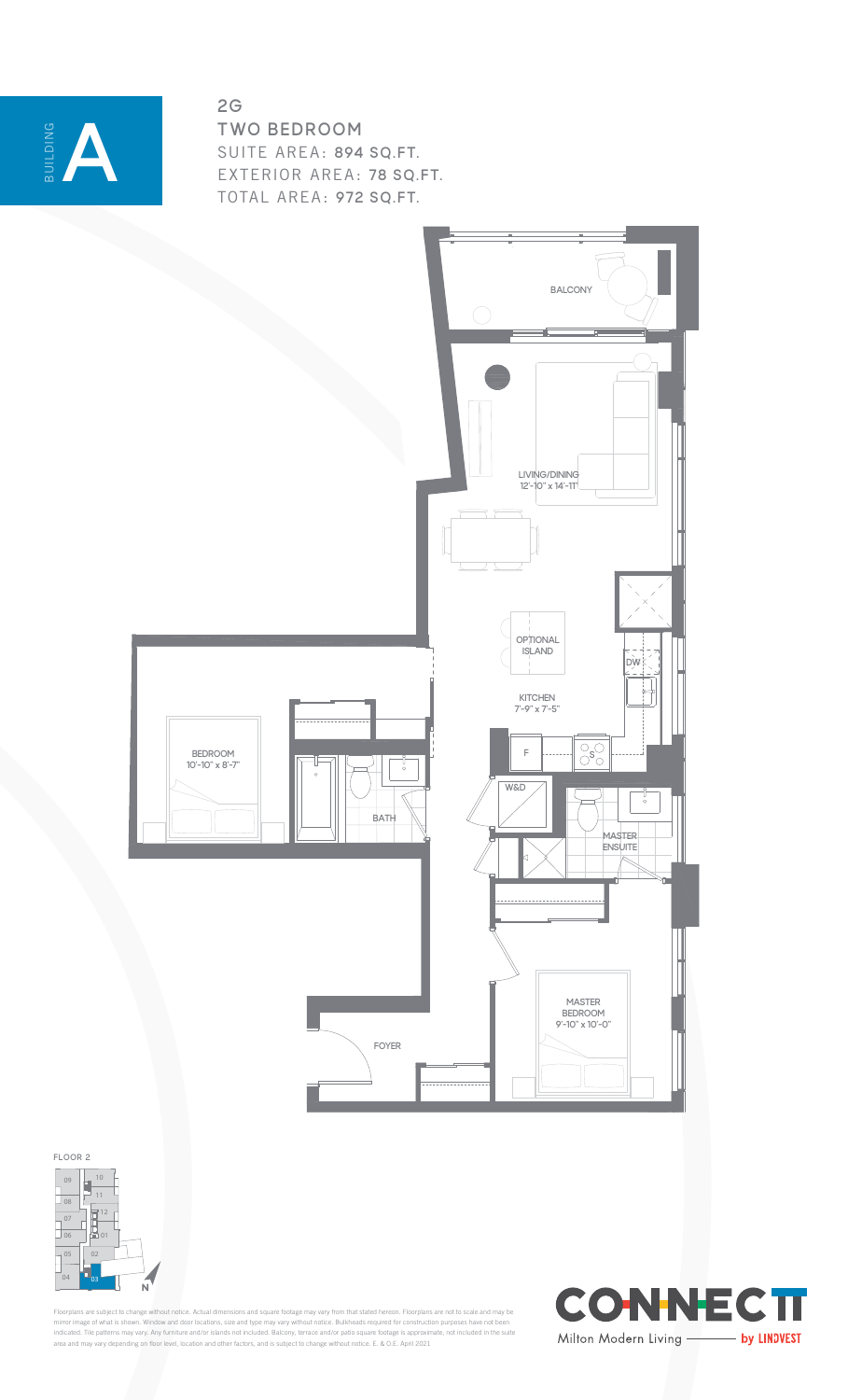BUILDING **A**

## 2G

## TWO BEDROOM

SUITE AREA: **894 SQ.FT.**

EXTERIOR AREA: **78 SQ.FT.**

TOTAL AREA: **972 SQ.FT.**

BALCONY

LIVING/DINING
12'-10" x 14'-11"

OPTIONAL ISLAND

DW

KITCHEN
7'-9" x 7'-5"

F

S

BEDROOM
10'-10" x 8'-7"

BATH

W&D

MASTER ENSUITE

MASTER BEDROOM
9'-10" x 10'-0"

FOYER

FLOOR 2

09 10 11 08 07 12 06 01 05 02 04 03

N

Floorplans are subject to change without notice. Actual dimensions and square footage may vary from that stated hereon. Floorplans are not to scale and may be mirror image of what is shown. Window and door locations, size and type may vary without notice. Bulkheads required for construction purposes have not been indicated. Tile patterns may vary. Any furniture and/or islands not included. Balcony, terrace and/or patio square footage is approximate, not included in the suite area and may vary depending on floor level, location and other factors, and is subject to change without notice. E. & O.E. April 2021

CONNECT
Milton Modern Living — by LINDVEST